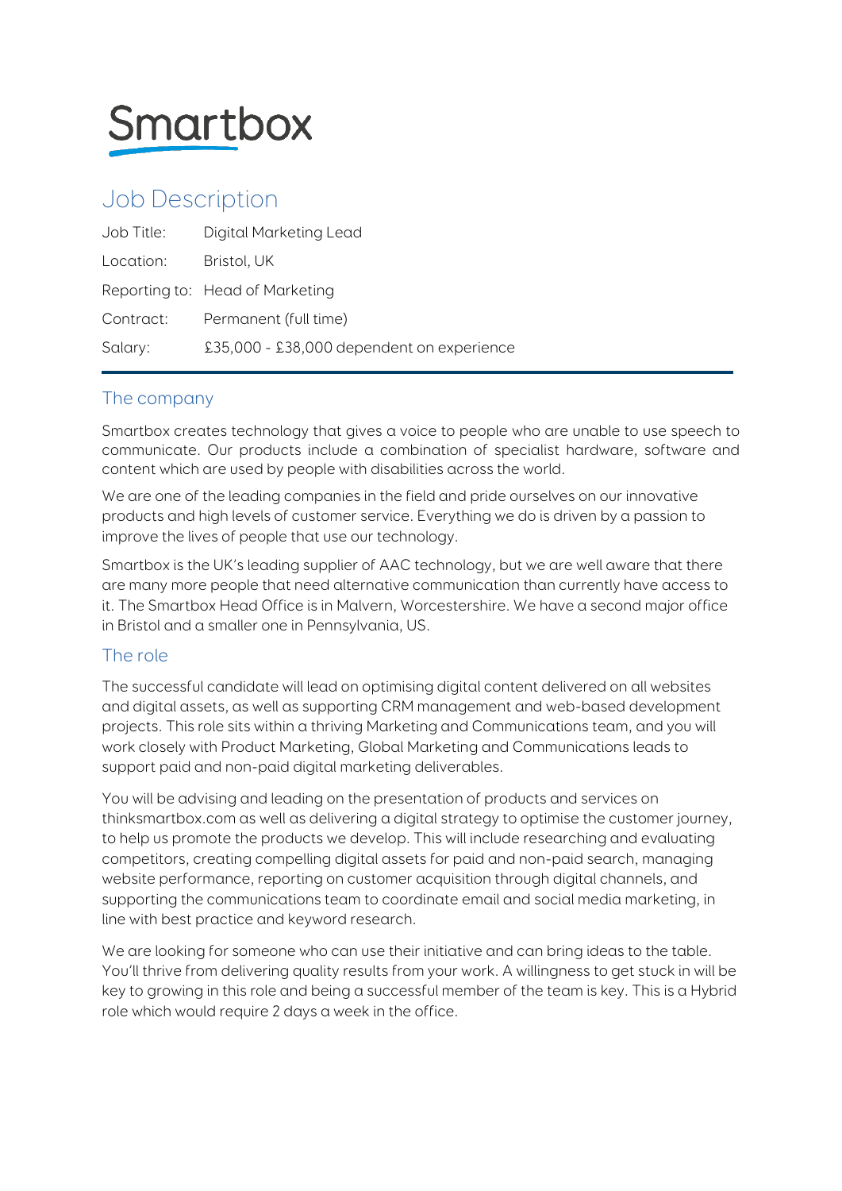Smartbox

# Job Description

| | |
|---|---|
| Job Title: | Digital Marketing Lead |
| Location: | Bristol, UK |
| Reporting to: | Head of Marketing |
| Contract: | Permanent (full time) |
| Salary: | £35,000 - £38,000 dependent on experience |

## The company

Smartbox creates technology that gives a voice to people who are unable to use speech to communicate. Our products include a combination of specialist hardware, software and content which are used by people with disabilities across the world.

We are one of the leading companies in the field and pride ourselves on our innovative products and high levels of customer service. Everything we do is driven by a passion to improve the lives of people that use our technology.

Smartbox is the UK's leading supplier of AAC technology, but we are well aware that there are many more people that need alternative communication than currently have access to it. The Smartbox Head Office is in Malvern, Worcestershire. We have a second major office in Bristol and a smaller one in Pennsylvania, US.

## The role

The successful candidate will lead on optimising digital content delivered on all websites and digital assets, as well as supporting CRM management and web-based development projects. This role sits within a thriving Marketing and Communications team, and you will work closely with Product Marketing, Global Marketing and Communications leads to support paid and non-paid digital marketing deliverables.

You will be advising and leading on the presentation of products and services on thinksmartbox.com as well as delivering a digital strategy to optimise the customer journey, to help us promote the products we develop. This will include researching and evaluating competitors, creating compelling digital assets for paid and non-paid search, managing website performance, reporting on customer acquisition through digital channels, and supporting the communications team to coordinate email and social media marketing, in line with best practice and keyword research.

We are looking for someone who can use their initiative and can bring ideas to the table. You'll thrive from delivering quality results from your work. A willingness to get stuck in will be key to growing in this role and being a successful member of the team is key. This is a Hybrid role which would require 2 days a week in the office.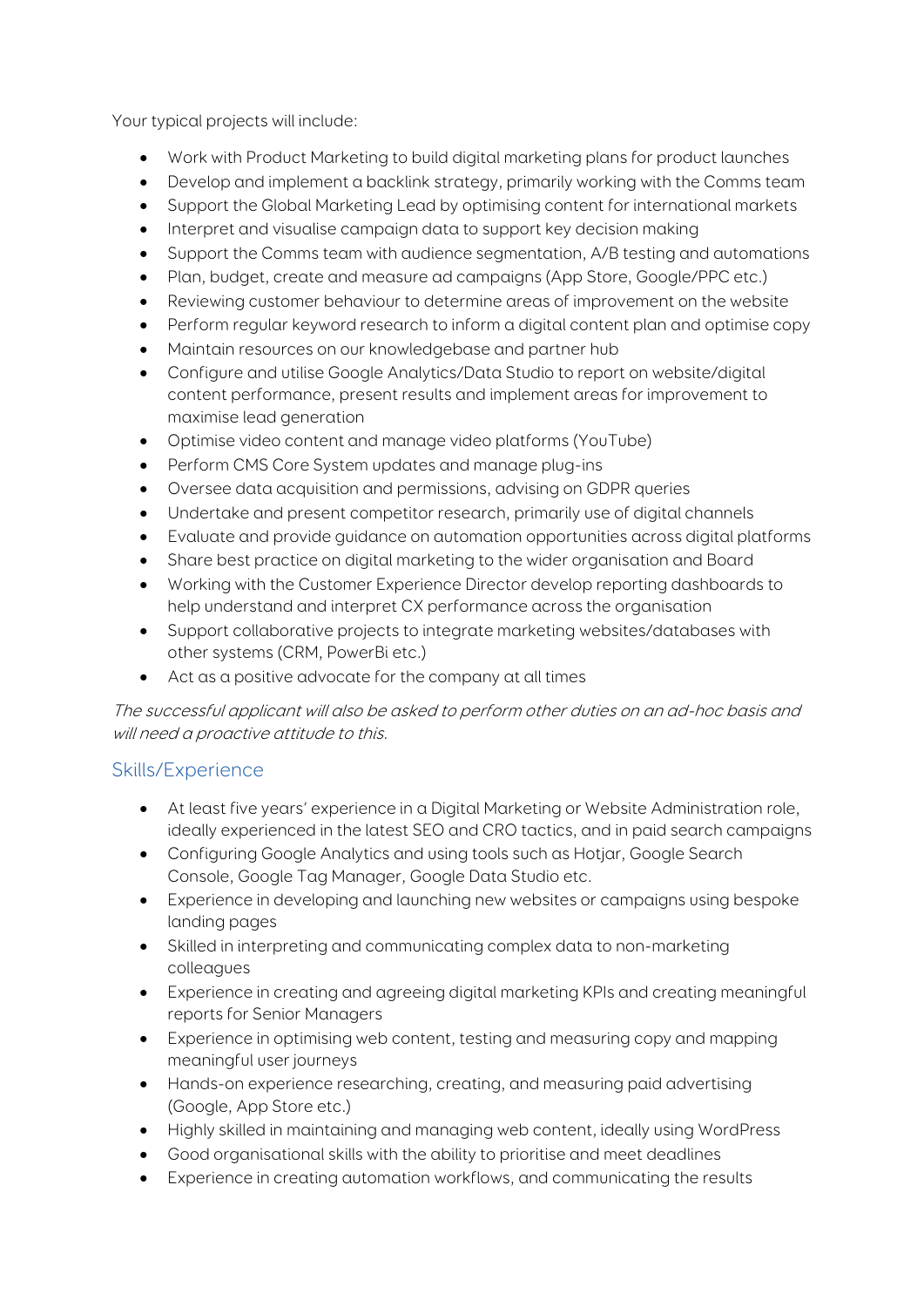Your typical projects will include:

- Work with Product Marketing to build digital marketing plans for product launches
- Develop and implement a backlink strategy, primarily working with the Comms team
- Support the Global Marketing Lead by optimising content for international markets
- Interpret and visualise campaign data to support key decision making
- Support the Comms team with audience segmentation, A/B testing and automations
- Plan, budget, create and measure ad campaigns (App Store, Google/PPC etc.)
- Reviewing customer behaviour to determine areas of improvement on the website
- Perform regular keyword research to inform a digital content plan and optimise copy
- Maintain resources on our knowledgebase and partner hub
- Configure and utilise Google Analytics/Data Studio to report on website/digital content performance, present results and implement areas for improvement to maximise lead generation
- Optimise video content and manage video platforms (YouTube)
- Perform CMS Core System updates and manage plug-ins
- Oversee data acquisition and permissions, advising on GDPR queries
- Undertake and present competitor research, primarily use of digital channels
- Evaluate and provide guidance on automation opportunities across digital platforms
- Share best practice on digital marketing to the wider organisation and Board
- Working with the Customer Experience Director develop reporting dashboards to help understand and interpret CX performance across the organisation
- Support collaborative projects to integrate marketing websites/databases with other systems (CRM, PowerBi etc.)
- Act as a positive advocate for the company at all times

*The successful applicant will also be asked to perform other duties on an ad-hoc basis and will need a proactive attitude to this.*

## Skills/Experience

- At least five years' experience in a Digital Marketing or Website Administration role, ideally experienced in the latest SEO and CRO tactics, and in paid search campaigns
- Configuring Google Analytics and using tools such as Hotjar, Google Search Console, Google Tag Manager, Google Data Studio etc.
- Experience in developing and launching new websites or campaigns using bespoke landing pages
- Skilled in interpreting and communicating complex data to non-marketing colleagues
- Experience in creating and agreeing digital marketing KPIs and creating meaningful reports for Senior Managers
- Experience in optimising web content, testing and measuring copy and mapping meaningful user journeys
- Hands-on experience researching, creating, and measuring paid advertising (Google, App Store etc.)
- Highly skilled in maintaining and managing web content, ideally using WordPress
- Good organisational skills with the ability to prioritise and meet deadlines
- Experience in creating automation workflows, and communicating the results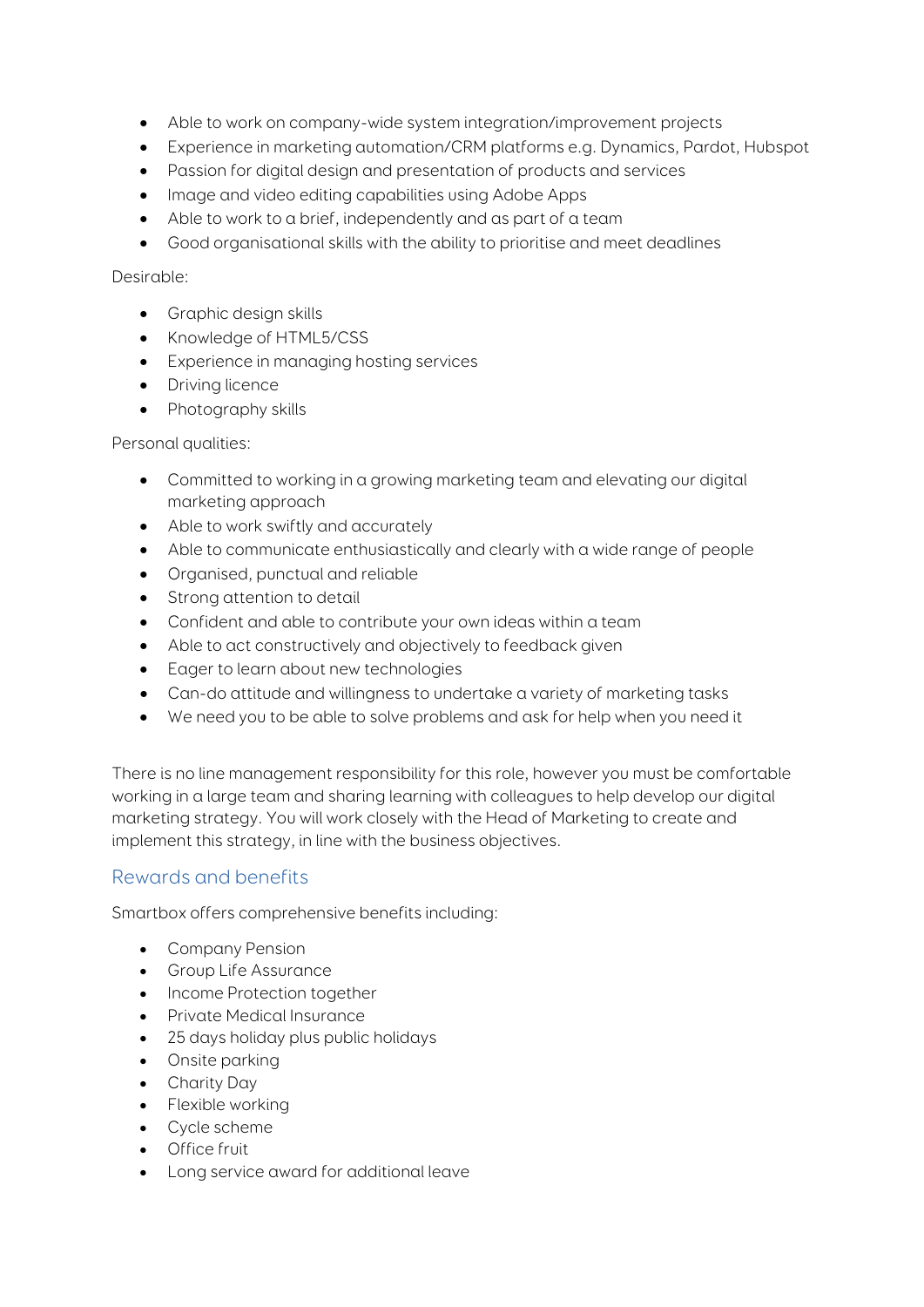- Able to work on company-wide system integration/improvement projects
- Experience in marketing automation/CRM platforms e.g. Dynamics, Pardot, Hubspot
- Passion for digital design and presentation of products and services
- Image and video editing capabilities using Adobe Apps
- Able to work to a brief, independently and as part of a team
- Good organisational skills with the ability to prioritise and meet deadlines

Desirable:

- Graphic design skills
- Knowledge of HTML5/CSS
- Experience in managing hosting services
- Driving licence
- Photography skills

Personal qualities:

- Committed to working in a growing marketing team and elevating our digital marketing approach
- Able to work swiftly and accurately
- Able to communicate enthusiastically and clearly with a wide range of people
- Organised, punctual and reliable
- Strong attention to detail
- Confident and able to contribute your own ideas within a team
- Able to act constructively and objectively to feedback given
- Eager to learn about new technologies
- Can-do attitude and willingness to undertake a variety of marketing tasks
- We need you to be able to solve problems and ask for help when you need it

There is no line management responsibility for this role, however you must be comfortable working in a large team and sharing learning with colleagues to help develop our digital marketing strategy. You will work closely with the Head of Marketing to create and implement this strategy, in line with the business objectives.

## Rewards and benefits

Smartbox offers comprehensive benefits including:

- Company Pension
- Group Life Assurance
- Income Protection together
- Private Medical Insurance
- 25 days holiday plus public holidays
- Onsite parking
- Charity Day
- Flexible working
- Cycle scheme
- Office fruit
- Long service award for additional leave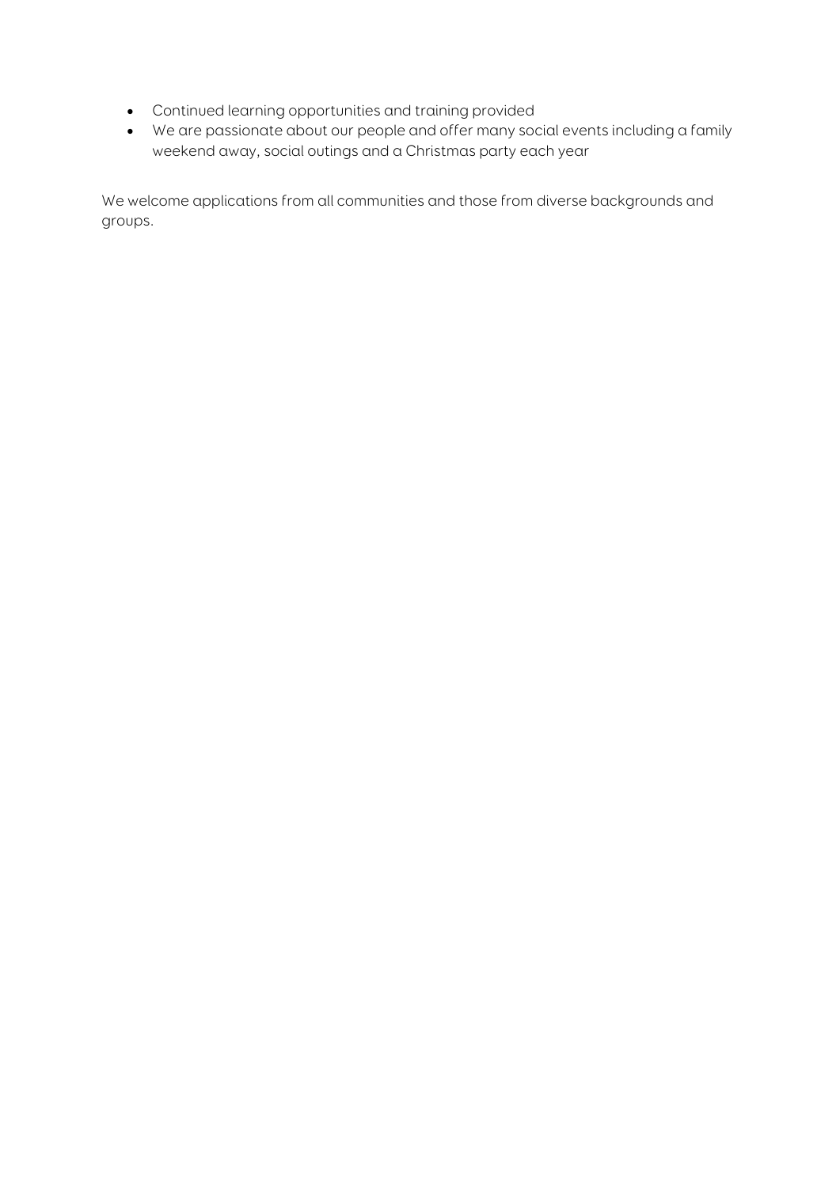- Continued learning opportunities and training provided
- We are passionate about our people and offer many social events including a family weekend away, social outings and a Christmas party each year

We welcome applications from all communities and those from diverse backgrounds and groups.